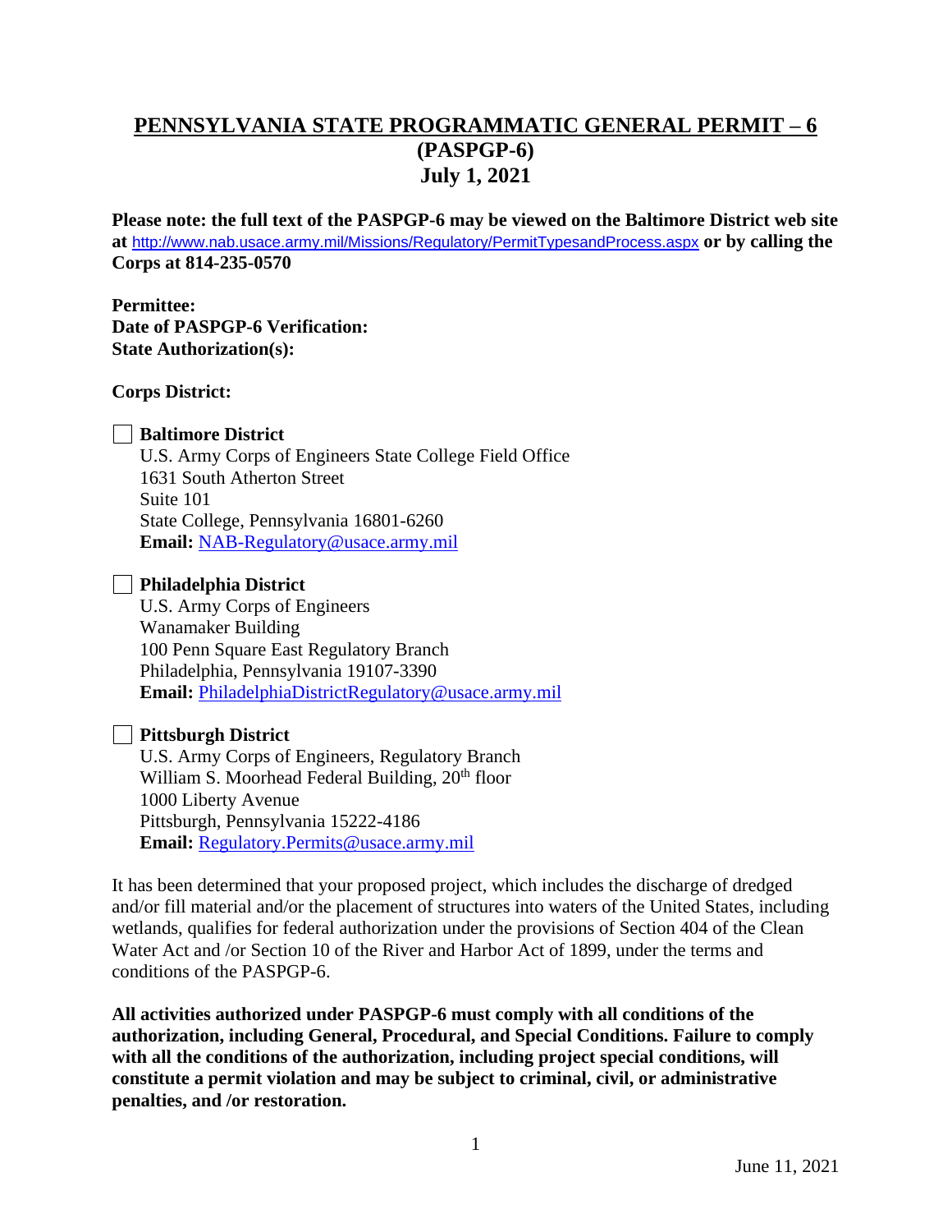# PENNSYLVANIA STATE PROGRAMMATIC GENERAL PERMIT – 6 (PASPGP-6)
## July 1, 2021

**Please note: the full text of the PASPGP-6 may be viewed on the Baltimore District web site at** http://www.nab.usace.army.mil/Missions/Regulatory/PermitTypesandProcess.aspx **or by calling the Corps at 814-235-0570**

**Permitee:**
**Date of PASPGP-6 Verification:**
**State Authorization(s):**

**Corps District:**

☐ **Baltimore District**
U.S. Army Corps of Engineers State College Field Office
1631 South Atherton Street
Suite 101
State College, Pennsylvania 16801-6260
**Email:** NAB-Regulatory@usace.army.mil

☐ **Philadelphia District**
U.S. Army Corps of Engineers
Wanamaker Building
100 Penn Square East Regulatory Branch
Philadelphia, Pennsylvania 19107-3390
**Email:** PhiladelphiaDistrictRegulatory@usace.army.mil

☐ **Pittsburgh District**
U.S. Army Corps of Engineers, Regulatory Branch
William S. Moorhead Federal Building, 20th floor
1000 Liberty Avenue
Pittsburgh, Pennsylvania 15222-4186
**Email:** Regulatory.Permits@usace.army.mil

It has been determined that your proposed project, which includes the discharge of dredged and/or fill material and/or the placement of structures into waters of the United States, including wetlands, qualifies for federal authorization under the provisions of Section 404 of the Clean Water Act and /or Section 10 of the River and Harbor Act of 1899, under the terms and conditions of the PASPGP-6.

**All activities authorized under PASPGP-6 must comply with all conditions of the authorization, including General, Procedural, and Special Conditions. Failure to comply with all the conditions of the authorization, including project special conditions, will constitute a permit violation and may be subject to criminal, civil, or administrative penalties, and /or restoration.**

June 11, 2021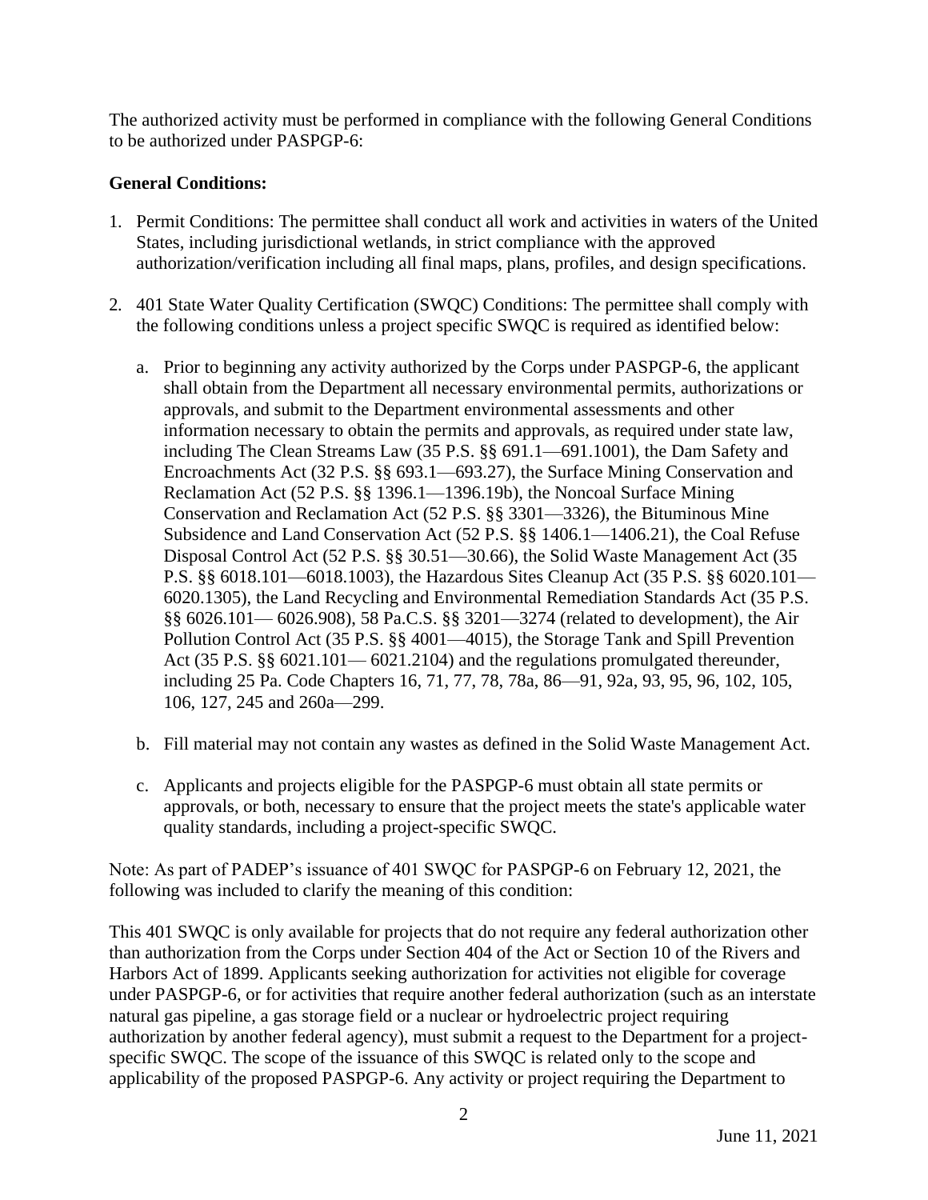The authorized activity must be performed in compliance with the following General Conditions to be authorized under PASPGP-6:

**General Conditions:**

1. Permit Conditions: The permittee shall conduct all work and activities in waters of the United States, including jurisdictional wetlands, in strict compliance with the approved authorization/verification including all final maps, plans, profiles, and design specifications.

2. 401 State Water Quality Certification (SWQC) Conditions: The permittee shall comply with the following conditions unless a project specific SWQC is required as identified below:

   a. Prior to beginning any activity authorized by the Corps under PASPGP-6, the applicant shall obtain from the Department all necessary environmental permits, authorizations or approvals, and submit to the Department environmental assessments and other information necessary to obtain the permits and approvals, as required under state law, including The Clean Streams Law (35 P.S. §§ 691.1—691.1001), the Dam Safety and Encroachments Act (32 P.S. §§ 693.1—693.27), the Surface Mining Conservation and Reclamation Act (52 P.S. §§ 1396.1—1396.19b), the Noncoal Surface Mining Conservation and Reclamation Act (52 P.S. §§ 3301—3326), the Bituminous Mine Subsidence and Land Conservation Act (52 P.S. §§ 1406.1—1406.21), the Coal Refuse Disposal Control Act (52 P.S. §§ 30.51—30.66), the Solid Waste Management Act (35 P.S. §§ 6018.101—6018.1003), the Hazardous Sites Cleanup Act (35 P.S. §§ 6020.101—6020.1305), the Land Recycling and Environmental Remediation Standards Act (35 P.S. §§ 6026.101— 6026.908), 58 Pa.C.S. §§ 3201—3274 (related to development), the Air Pollution Control Act (35 P.S. §§ 4001—4015), the Storage Tank and Spill Prevention Act (35 P.S. §§ 6021.101— 6021.2104) and the regulations promulgated thereunder, including 25 Pa. Code Chapters 16, 71, 77, 78, 78a, 86—91, 92a, 93, 95, 96, 102, 105, 106, 127, 245 and 260a—299.

   b. Fill material may not contain any wastes as defined in the Solid Waste Management Act.

   c. Applicants and projects eligible for the PASPGP-6 must obtain all state permits or approvals, or both, necessary to ensure that the project meets the state's applicable water quality standards, including a project-specific SWQC.

Note: As part of PADEP's issuance of 401 SWQC for PASPGP-6 on February 12, 2021, the following was included to clarify the meaning of this condition:

This 401 SWQC is only available for projects that do not require any federal authorization other than authorization from the Corps under Section 404 of the Act or Section 10 of the Rivers and Harbors Act of 1899. Applicants seeking authorization for activities not eligible for coverage under PASPGP-6, or for activities that require another federal authorization (such as an interstate natural gas pipeline, a gas storage field or a nuclear or hydroelectric project requiring authorization by another federal agency), must submit a request to the Department for a project-specific SWQC. The scope of the issuance of this SWQC is related only to the scope and applicability of the proposed PASPGP-6. Any activity or project requiring the Department to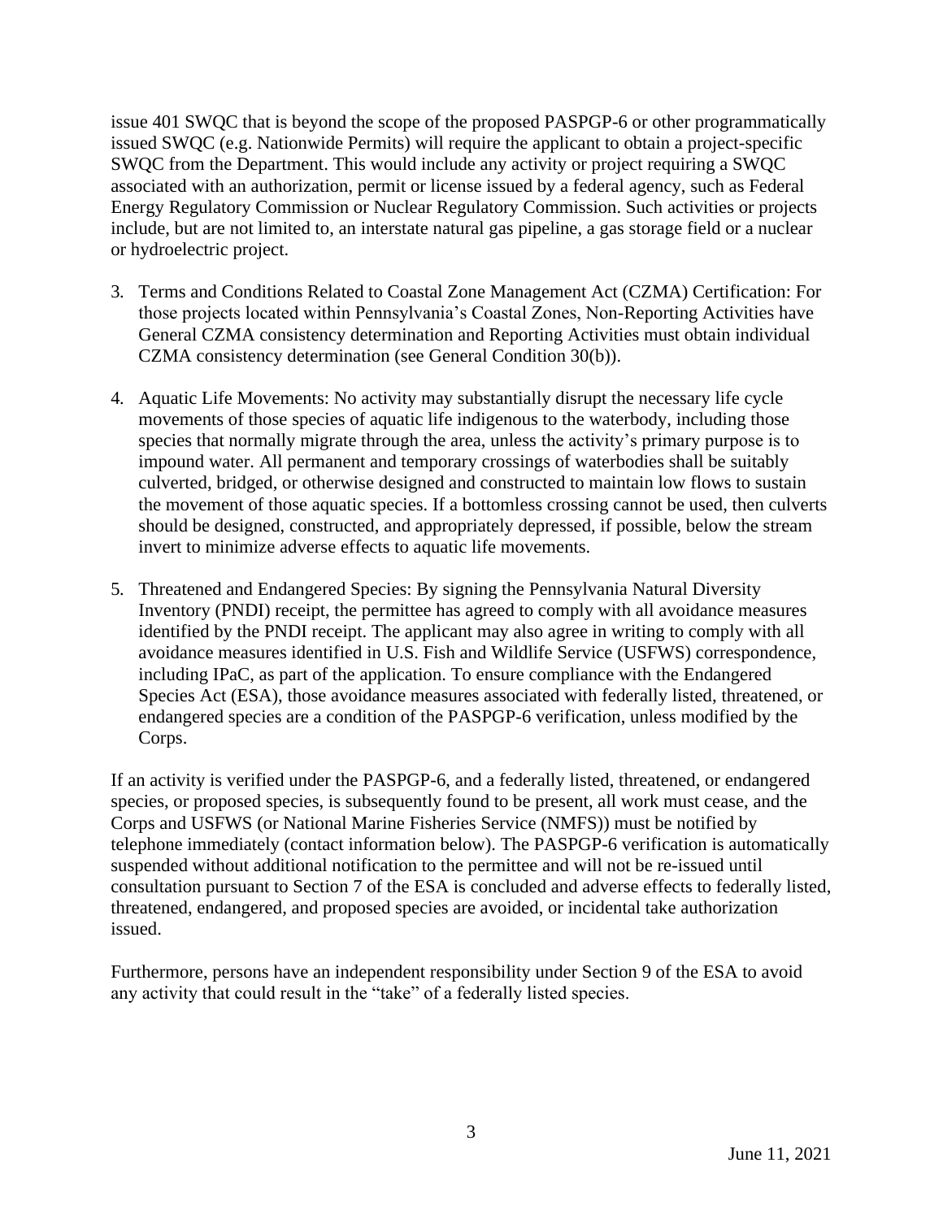issue 401 SWQC that is beyond the scope of the proposed PASPGP-6 or other programmatically issued SWQC (e.g. Nationwide Permits) will require the applicant to obtain a project-specific SWQC from the Department. This would include any activity or project requiring a SWQC associated with an authorization, permit or license issued by a federal agency, such as Federal Energy Regulatory Commission or Nuclear Regulatory Commission. Such activities or projects include, but are not limited to, an interstate natural gas pipeline, a gas storage field or a nuclear or hydroelectric project.

3. Terms and Conditions Related to Coastal Zone Management Act (CZMA) Certification: For those projects located within Pennsylvania's Coastal Zones, Non-Reporting Activities have General CZMA consistency determination and Reporting Activities must obtain individual CZMA consistency determination (see General Condition 30(b)).

4. Aquatic Life Movements: No activity may substantially disrupt the necessary life cycle movements of those species of aquatic life indigenous to the waterbody, including those species that normally migrate through the area, unless the activity's primary purpose is to impound water. All permanent and temporary crossings of waterbodies shall be suitably culverted, bridged, or otherwise designed and constructed to maintain low flows to sustain the movement of those aquatic species. If a bottomless crossing cannot be used, then culverts should be designed, constructed, and appropriately depressed, if possible, below the stream invert to minimize adverse effects to aquatic life movements.

5. Threatened and Endangered Species: By signing the Pennsylvania Natural Diversity Inventory (PNDI) receipt, the permittee has agreed to comply with all avoidance measures identified by the PNDI receipt. The applicant may also agree in writing to comply with all avoidance measures identified in U.S. Fish and Wildlife Service (USFWS) correspondence, including IPaC, as part of the application. To ensure compliance with the Endangered Species Act (ESA), those avoidance measures associated with federally listed, threatened, or endangered species are a condition of the PASPGP-6 verification, unless modified by the Corps.

If an activity is verified under the PASPGP-6, and a federally listed, threatened, or endangered species, or proposed species, is subsequently found to be present, all work must cease, and the Corps and USFWS (or National Marine Fisheries Service (NMFS)) must be notified by telephone immediately (contact information below). The PASPGP-6 verification is automatically suspended without additional notification to the permittee and will not be re-issued until consultation pursuant to Section 7 of the ESA is concluded and adverse effects to federally listed, threatened, endangered, and proposed species are avoided, or incidental take authorization issued.

Furthermore, persons have an independent responsibility under Section 9 of the ESA to avoid any activity that could result in the "take" of a federally listed species.

June 11, 2021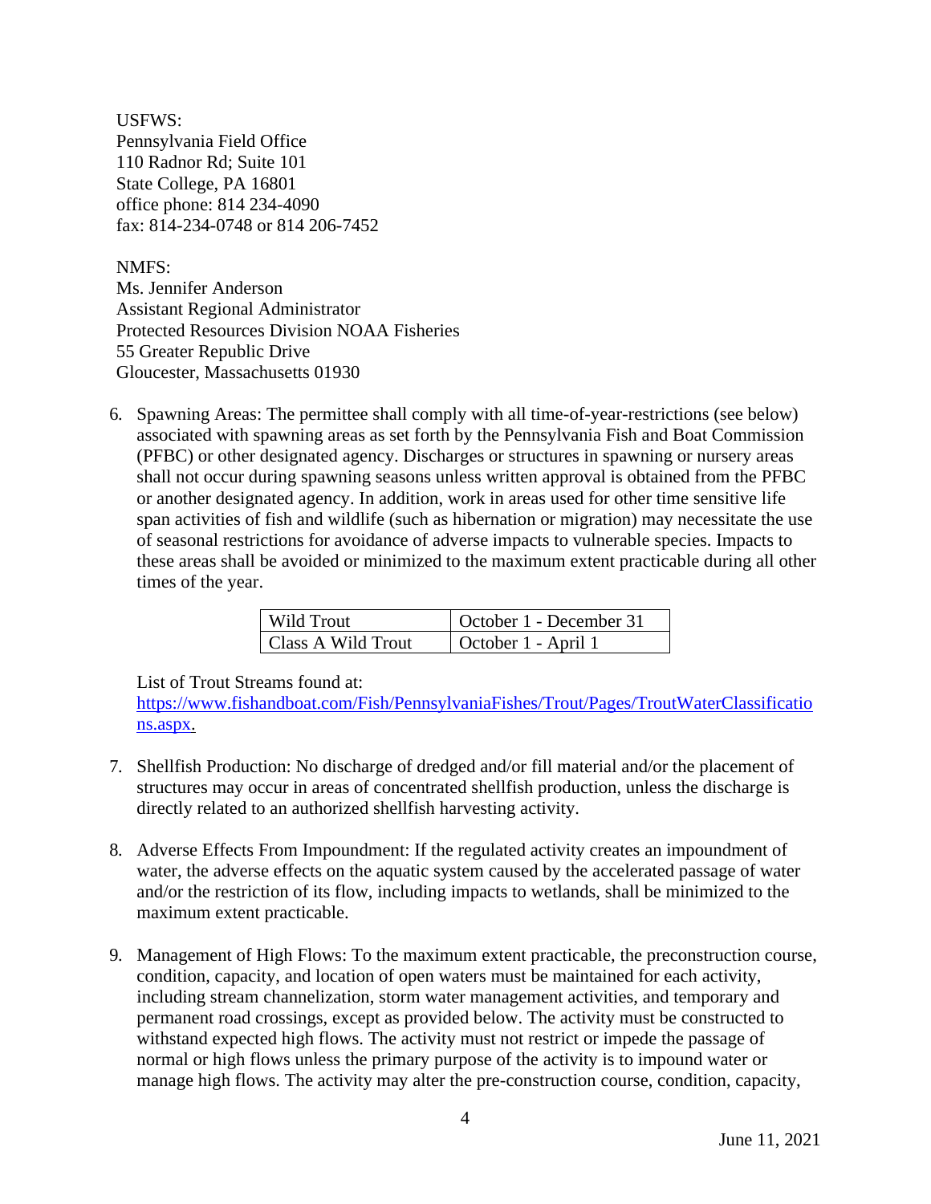USFWS:
Pennsylvania Field Office
110 Radnor Rd; Suite 101
State College, PA 16801
office phone: 814 234-4090
fax: 814-234-0748 or 814 206-7452

NMFS:
Ms. Jennifer Anderson
Assistant Regional Administrator
Protected Resources Division NOAA Fisheries
55 Greater Republic Drive
Gloucester, Massachusetts 01930

6. Spawning Areas: The permittee shall comply with all time-of-year-restrictions (see below) associated with spawning areas as set forth by the Pennsylvania Fish and Boat Commission (PFBC) or other designated agency. Discharges or structures in spawning or nursery areas shall not occur during spawning seasons unless written approval is obtained from the PFBC or another designated agency. In addition, work in areas used for other time sensitive life span activities of fish and wildlife (such as hibernation or migration) may necessitate the use of seasonal restrictions for avoidance of adverse impacts to vulnerable species. Impacts to these areas shall be avoided or minimized to the maximum extent practicable during all other times of the year.

| Wild Trout | October 1 - December 31 |
|---|---|
| Class A Wild Trout | October 1 - April 1 |

List of Trout Streams found at: [https://www.fishandboat.com/Fish/PennsylvaniaFishes/Trout/Pages/TroutWaterClassifications.aspx.](https://www.fishandboat.com/Fish/PennsylvaniaFishes/Trout/Pages/TroutWaterClassifications.aspx)

7. Shellfish Production: No discharge of dredged and/or fill material and/or the placement of structures may occur in areas of concentrated shellfish production, unless the discharge is directly related to an authorized shellfish harvesting activity.

8. Adverse Effects From Impoundment: If the regulated activity creates an impoundment of water, the adverse effects on the aquatic system caused by the accelerated passage of water and/or the restriction of its flow, including impacts to wetlands, shall be minimized to the maximum extent practicable.

9. Management of High Flows: To the maximum extent practicable, the preconstruction course, condition, capacity, and location of open waters must be maintained for each activity, including stream channelization, storm water management activities, and temporary and permanent road crossings, except as provided below. The activity must be constructed to withstand expected high flows. The activity must not restrict or impede the passage of normal or high flows unless the primary purpose of the activity is to impound water or manage high flows. The activity may alter the pre-construction course, condition, capacity,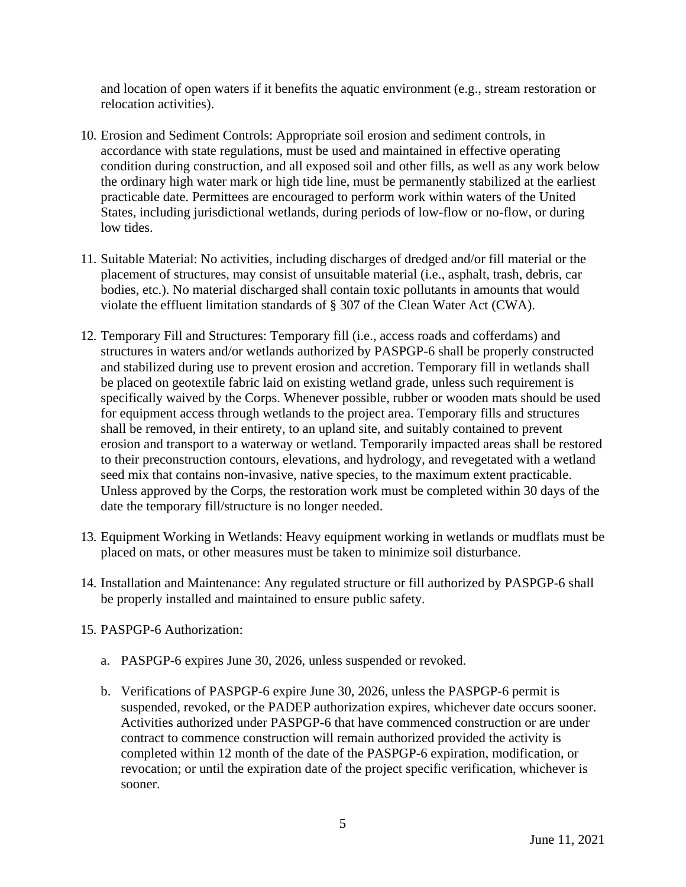and location of open waters if it benefits the aquatic environment (e.g., stream restoration or relocation activities).

10. Erosion and Sediment Controls: Appropriate soil erosion and sediment controls, in accordance with state regulations, must be used and maintained in effective operating condition during construction, and all exposed soil and other fills, as well as any work below the ordinary high water mark or high tide line, must be permanently stabilized at the earliest practicable date. Permittees are encouraged to perform work within waters of the United States, including jurisdictional wetlands, during periods of low-flow or no-flow, or during low tides.

11. Suitable Material: No activities, including discharges of dredged and/or fill material or the placement of structures, may consist of unsuitable material (i.e., asphalt, trash, debris, car bodies, etc.). No material discharged shall contain toxic pollutants in amounts that would violate the effluent limitation standards of § 307 of the Clean Water Act (CWA).

12. Temporary Fill and Structures: Temporary fill (i.e., access roads and cofferdams) and structures in waters and/or wetlands authorized by PASPGP-6 shall be properly constructed and stabilized during use to prevent erosion and accretion. Temporary fill in wetlands shall be placed on geotextile fabric laid on existing wetland grade, unless such requirement is specifically waived by the Corps. Whenever possible, rubber or wooden mats should be used for equipment access through wetlands to the project area. Temporary fills and structures shall be removed, in their entirety, to an upland site, and suitably contained to prevent erosion and transport to a waterway or wetland. Temporarily impacted areas shall be restored to their preconstruction contours, elevations, and hydrology, and revegetated with a wetland seed mix that contains non-invasive, native species, to the maximum extent practicable. Unless approved by the Corps, the restoration work must be completed within 30 days of the date the temporary fill/structure is no longer needed.

13. Equipment Working in Wetlands: Heavy equipment working in wetlands or mudflats must be placed on mats, or other measures must be taken to minimize soil disturbance.

14. Installation and Maintenance: Any regulated structure or fill authorized by PASPGP-6 shall be properly installed and maintained to ensure public safety.

15. PASPGP-6 Authorization:

    a. PASPGP-6 expires June 30, 2026, unless suspended or revoked.

    b. Verifications of PASPGP-6 expire June 30, 2026, unless the PASPGP-6 permit is suspended, revoked, or the PADEP authorization expires, whichever date occurs sooner. Activities authorized under PASPGP-6 that have commenced construction or are under contract to commence construction will remain authorized provided the activity is completed within 12 month of the date of the PASPGP-6 expiration, modification, or revocation; or until the expiration date of the project specific verification, whichever is sooner.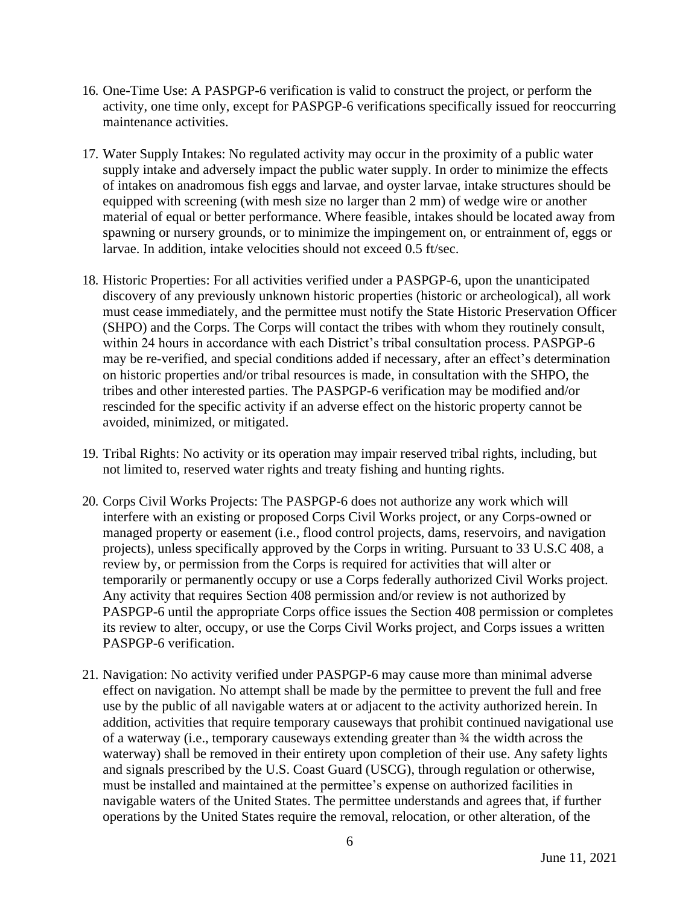16. One-Time Use: A PASPGP-6 verification is valid to construct the project, or perform the activity, one time only, except for PASPGP-6 verifications specifically issued for reoccurring maintenance activities.

17. Water Supply Intakes: No regulated activity may occur in the proximity of a public water supply intake and adversely impact the public water supply. In order to minimize the effects of intakes on anadromous fish eggs and larvae, and oyster larvae, intake structures should be equipped with screening (with mesh size no larger than 2 mm) of wedge wire or another material of equal or better performance. Where feasible, intakes should be located away from spawning or nursery grounds, or to minimize the impingement on, or entrainment of, eggs or larvae. In addition, intake velocities should not exceed 0.5 ft/sec.

18. Historic Properties: For all activities verified under a PASPGP-6, upon the unanticipated discovery of any previously unknown historic properties (historic or archeological), all work must cease immediately, and the permittee must notify the State Historic Preservation Officer (SHPO) and the Corps. The Corps will contact the tribes with whom they routinely consult, within 24 hours in accordance with each District's tribal consultation process. PASPGP-6 may be re-verified, and special conditions added if necessary, after an effect's determination on historic properties and/or tribal resources is made, in consultation with the SHPO, the tribes and other interested parties. The PASPGP-6 verification may be modified and/or rescinded for the specific activity if an adverse effect on the historic property cannot be avoided, minimized, or mitigated.

19. Tribal Rights: No activity or its operation may impair reserved tribal rights, including, but not limited to, reserved water rights and treaty fishing and hunting rights.

20. Corps Civil Works Projects: The PASPGP-6 does not authorize any work which will interfere with an existing or proposed Corps Civil Works project, or any Corps-owned or managed property or easement (i.e., flood control projects, dams, reservoirs, and navigation projects), unless specifically approved by the Corps in writing. Pursuant to 33 U.S.C 408, a review by, or permission from the Corps is required for activities that will alter or temporarily or permanently occupy or use a Corps federally authorized Civil Works project. Any activity that requires Section 408 permission and/or review is not authorized by PASPGP-6 until the appropriate Corps office issues the Section 408 permission or completes its review to alter, occupy, or use the Corps Civil Works project, and Corps issues a written PASPGP-6 verification.

21. Navigation: No activity verified under PASPGP-6 may cause more than minimal adverse effect on navigation. No attempt shall be made by the permittee to prevent the full and free use by the public of all navigable waters at or adjacent to the activity authorized herein. In addition, activities that require temporary causeways that prohibit continued navigational use of a waterway (i.e., temporary causeways extending greater than ¾ the width across the waterway) shall be removed in their entirety upon completion of their use. Any safety lights and signals prescribed by the U.S. Coast Guard (USCG), through regulation or otherwise, must be installed and maintained at the permittee's expense on authorized facilities in navigable waters of the United States. The permittee understands and agrees that, if further operations by the United States require the removal, relocation, or other alteration, of the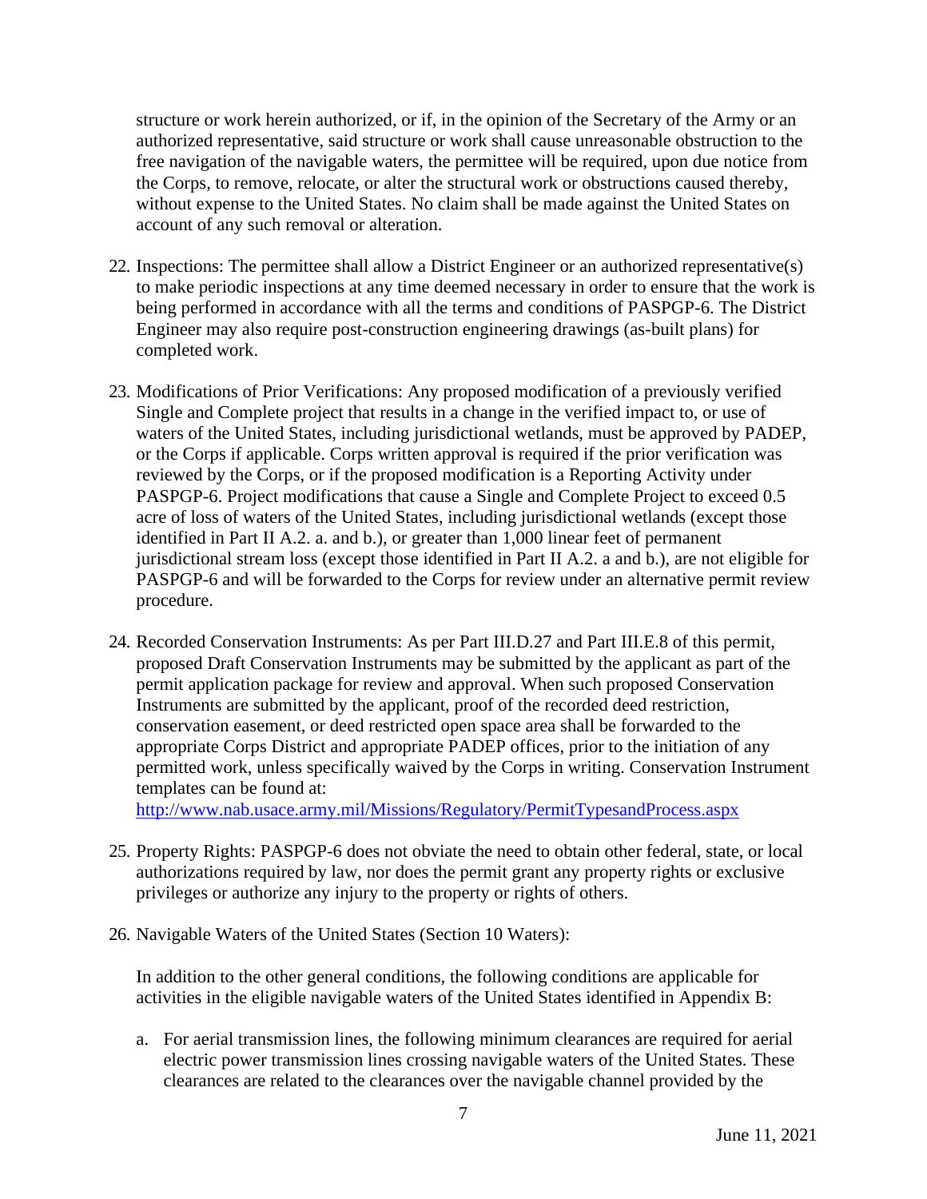structure or work herein authorized, or if, in the opinion of the Secretary of the Army or an authorized representative, said structure or work shall cause unreasonable obstruction to the free navigation of the navigable waters, the permittee will be required, upon due notice from the Corps, to remove, relocate, or alter the structural work or obstructions caused thereby, without expense to the United States. No claim shall be made against the United States on account of any such removal or alteration.

22. Inspections: The permittee shall allow a District Engineer or an authorized representative(s) to make periodic inspections at any time deemed necessary in order to ensure that the work is being performed in accordance with all the terms and conditions of PASPGP-6. The District Engineer may also require post-construction engineering drawings (as-built plans) for completed work.

23. Modifications of Prior Verifications: Any proposed modification of a previously verified Single and Complete project that results in a change in the verified impact to, or use of waters of the United States, including jurisdictional wetlands, must be approved by PADEP, or the Corps if applicable. Corps written approval is required if the prior verification was reviewed by the Corps, or if the proposed modification is a Reporting Activity under PASPGP-6. Project modifications that cause a Single and Complete Project to exceed 0.5 acre of loss of waters of the United States, including jurisdictional wetlands (except those identified in Part II A.2. a. and b.), or greater than 1,000 linear feet of permanent jurisdictional stream loss (except those identified in Part II A.2. a and b.), are not eligible for PASPGP-6 and will be forwarded to the Corps for review under an alternative permit review procedure.

24. Recorded Conservation Instruments: As per Part III.D.27 and Part III.E.8 of this permit, proposed Draft Conservation Instruments may be submitted by the applicant as part of the permit application package for review and approval. When such proposed Conservation Instruments are submitted by the applicant, proof of the recorded deed restriction, conservation easement, or deed restricted open space area shall be forwarded to the appropriate Corps District and appropriate PADEP offices, prior to the initiation of any permitted work, unless specifically waived by the Corps in writing. Conservation Instrument templates can be found at: http://www.nab.usace.army.mil/Missions/Regulatory/PermitTypesandProcess.aspx

25. Property Rights: PASPGP-6 does not obviate the need to obtain other federal, state, or local authorizations required by law, nor does the permit grant any property rights or exclusive privileges or authorize any injury to the property or rights of others.

26. Navigable Waters of the United States (Section 10 Waters):

    In addition to the other general conditions, the following conditions are applicable for activities in the eligible navigable waters of the United States identified in Appendix B:

    a. For aerial transmission lines, the following minimum clearances are required for aerial electric power transmission lines crossing navigable waters of the United States. These clearances are related to the clearances over the navigable channel provided by the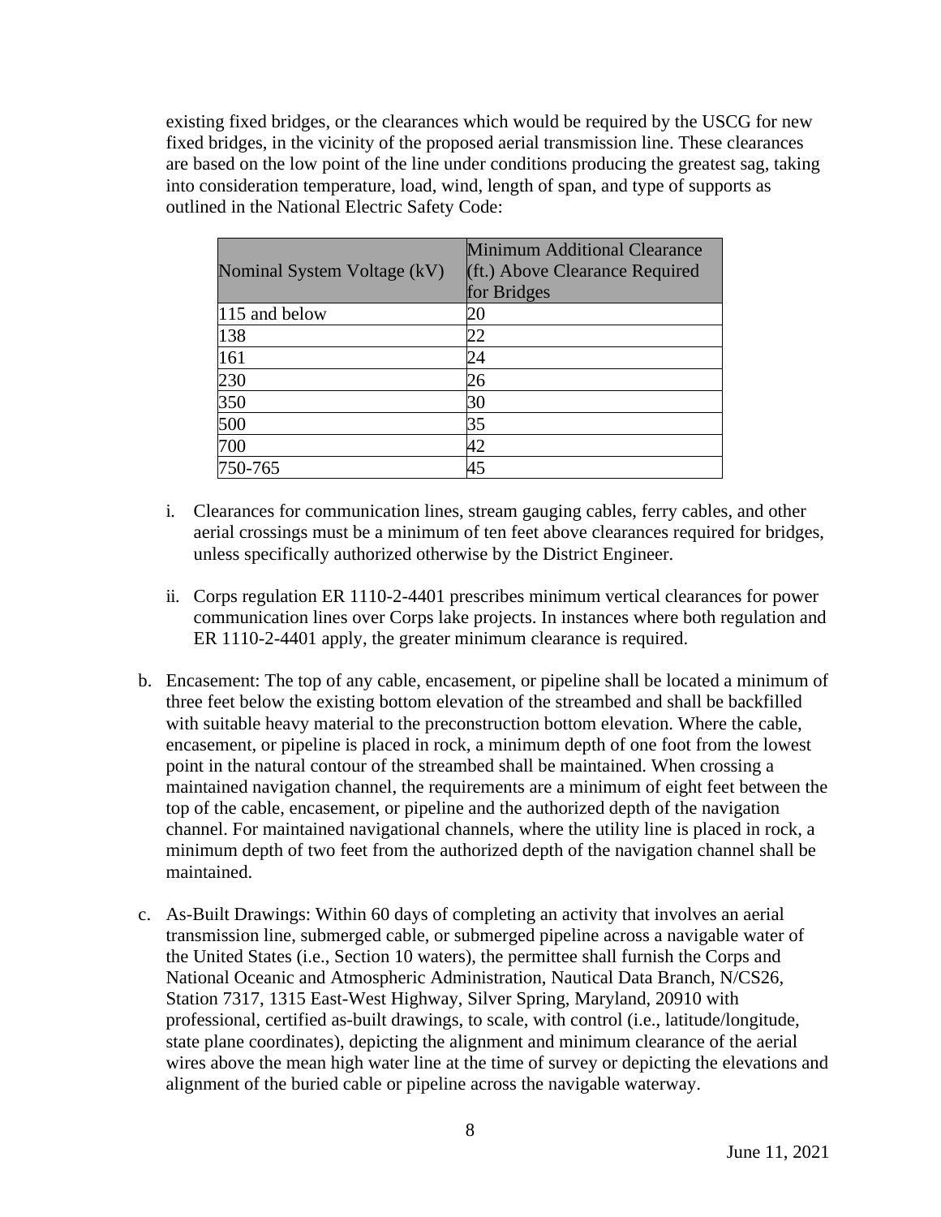existing fixed bridges, or the clearances which would be required by the USCG for new fixed bridges, in the vicinity of the proposed aerial transmission line. These clearances are based on the low point of the line under conditions producing the greatest sag, taking into consideration temperature, load, wind, length of span, and type of supports as outlined in the National Electric Safety Code:

| Nominal System Voltage (kV) | Minimum Additional Clearance (ft.) Above Clearance Required for Bridges |
|---|---|
| 115 and below | 20 |
| 138 | 22 |
| 161 | 24 |
| 230 | 26 |
| 350 | 30 |
| 500 | 35 |
| 700 | 42 |
| 750-765 | 45 |

i. Clearances for communication lines, stream gauging cables, ferry cables, and other aerial crossings must be a minimum of ten feet above clearances required for bridges, unless specifically authorized otherwise by the District Engineer.

ii. Corps regulation ER 1110-2-4401 prescribes minimum vertical clearances for power communication lines over Corps lake projects. In instances where both regulation and ER 1110-2-4401 apply, the greater minimum clearance is required.

b. Encasement: The top of any cable, encasement, or pipeline shall be located a minimum of three feet below the existing bottom elevation of the streambed and shall be backfilled with suitable heavy material to the preconstruction bottom elevation. Where the cable, encasement, or pipeline is placed in rock, a minimum depth of one foot from the lowest point in the natural contour of the streambed shall be maintained. When crossing a maintained navigation channel, the requirements are a minimum of eight feet between the top of the cable, encasement, or pipeline and the authorized depth of the navigation channel. For maintained navigational channels, where the utility line is placed in rock, a minimum depth of two feet from the authorized depth of the navigation channel shall be maintained.

c. As-Built Drawings: Within 60 days of completing an activity that involves an aerial transmission line, submerged cable, or submerged pipeline across a navigable water of the United States (i.e., Section 10 waters), the permittee shall furnish the Corps and National Oceanic and Atmospheric Administration, Nautical Data Branch, N/CS26, Station 7317, 1315 East-West Highway, Silver Spring, Maryland, 20910 with professional, certified as-built drawings, to scale, with control (i.e., latitude/longitude, state plane coordinates), depicting the alignment and minimum clearance of the aerial wires above the mean high water line at the time of survey or depicting the elevations and alignment of the buried cable or pipeline across the navigable waterway.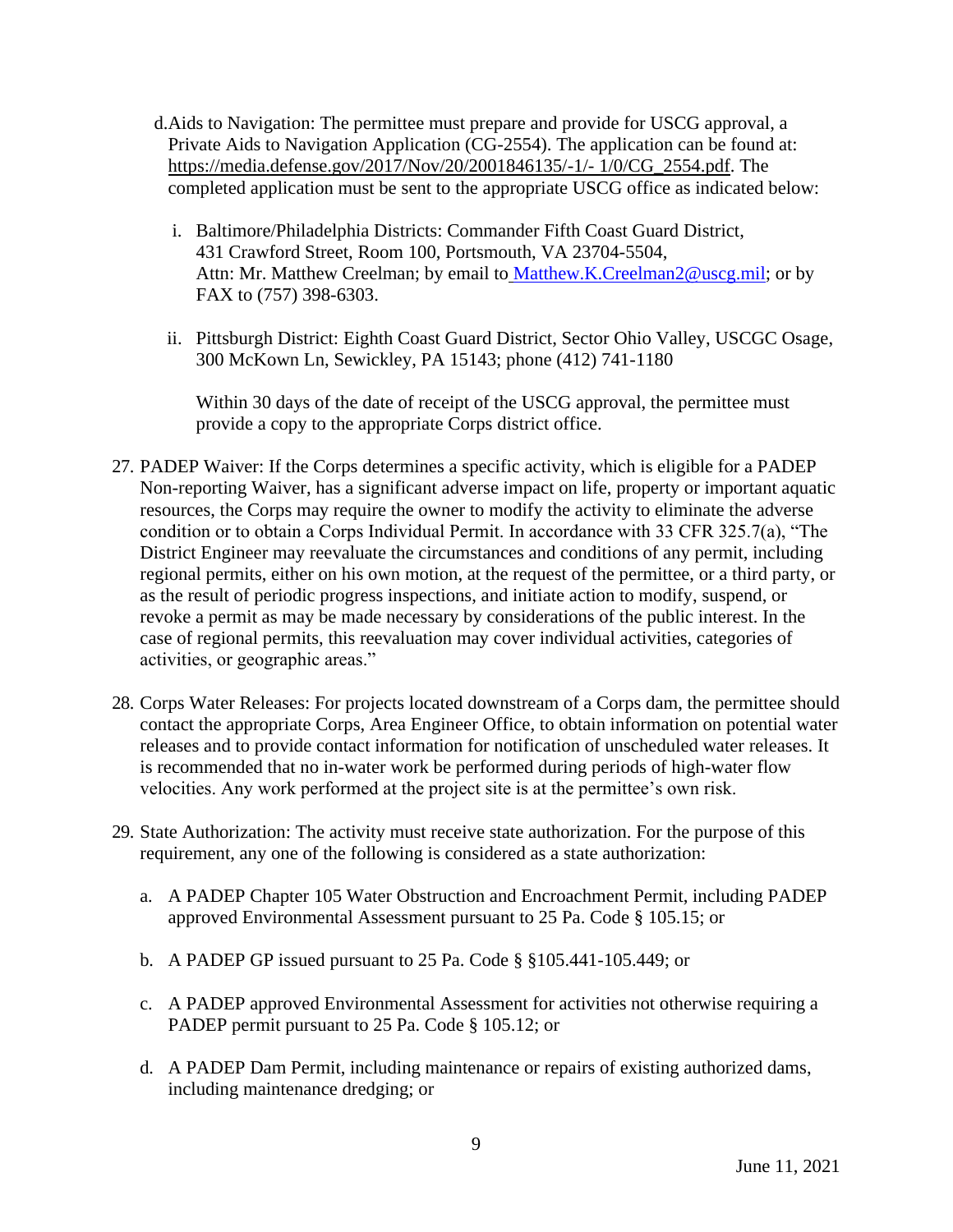d. Aids to Navigation: The permittee must prepare and provide for USCG approval, a Private Aids to Navigation Application (CG-2554). The application can be found at: https://media.defense.gov/2017/Nov/20/2001846135/-1/- 1/0/CG_2554.pdf. The completed application must be sent to the appropriate USCG office as indicated below:

   i. Baltimore/Philadelphia Districts: Commander Fifth Coast Guard District, 431 Crawford Street, Room 100, Portsmouth, VA 23704-5504, Attn: Mr. Matthew Creelman; by email to Matthew.K.Creelman2@uscg.mil; or by FAX to (757) 398-6303.

   ii. Pittsburgh District: Eighth Coast Guard District, Sector Ohio Valley, USCGC Osage, 300 McKown Ln, Sewickley, PA 15143; phone (412) 741-1180

   Within 30 days of the date of receipt of the USCG approval, the permittee must provide a copy to the appropriate Corps district office.

27. PADEP Waiver: If the Corps determines a specific activity, which is eligible for a PADEP Non-reporting Waiver, has a significant adverse impact on life, property or important aquatic resources, the Corps may require the owner to modify the activity to eliminate the adverse condition or to obtain a Corps Individual Permit. In accordance with 33 CFR 325.7(a), "The District Engineer may reevaluate the circumstances and conditions of any permit, including regional permits, either on his own motion, at the request of the permittee, or a third party, or as the result of periodic progress inspections, and initiate action to modify, suspend, or revoke a permit as may be made necessary by considerations of the public interest. In the case of regional permits, this reevaluation may cover individual activities, categories of activities, or geographic areas."

28. Corps Water Releases: For projects located downstream of a Corps dam, the permittee should contact the appropriate Corps, Area Engineer Office, to obtain information on potential water releases and to provide contact information for notification of unscheduled water releases. It is recommended that no in-water work be performed during periods of high-water flow velocities. Any work performed at the project site is at the permittee's own risk.

29. State Authorization: The activity must receive state authorization. For the purpose of this requirement, any one of the following is considered as a state authorization:

    a. A PADEP Chapter 105 Water Obstruction and Encroachment Permit, including PADEP approved Environmental Assessment pursuant to 25 Pa. Code § 105.15; or

    b. A PADEP GP issued pursuant to 25 Pa. Code § §105.441-105.449; or

    c. A PADEP approved Environmental Assessment for activities not otherwise requiring a PADEP permit pursuant to 25 Pa. Code § 105.12; or

    d. A PADEP Dam Permit, including maintenance or repairs of existing authorized dams, including maintenance dredging; or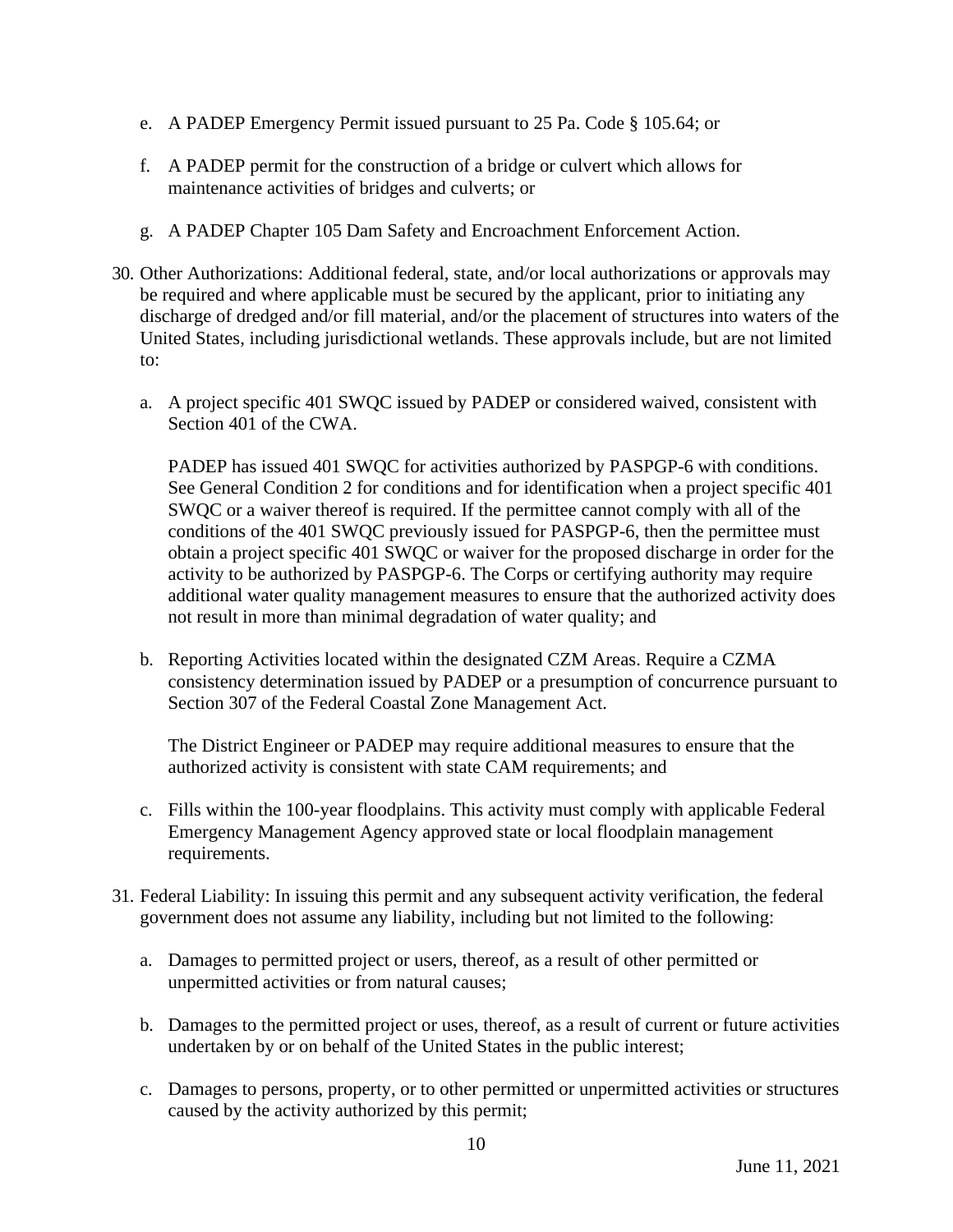e. A PADEP Emergency Permit issued pursuant to 25 Pa. Code § 105.64; or

f. A PADEP permit for the construction of a bridge or culvert which allows for maintenance activities of bridges and culverts; or

g. A PADEP Chapter 105 Dam Safety and Encroachment Enforcement Action.

30. Other Authorizations: Additional federal, state, and/or local authorizations or approvals may be required and where applicable must be secured by the applicant, prior to initiating any discharge of dredged and/or fill material, and/or the placement of structures into waters of the United States, including jurisdictional wetlands. These approvals include, but are not limited to:

    a. A project specific 401 SWQC issued by PADEP or considered waived, consistent with Section 401 of the CWA.

       PADEP has issued 401 SWQC for activities authorized by PASPGP-6 with conditions. See General Condition 2 for conditions and for identification when a project specific 401 SWQC or a waiver thereof is required. If the permittee cannot comply with all of the conditions of the 401 SWQC previously issued for PASPGP-6, then the permittee must obtain a project specific 401 SWQC or waiver for the proposed discharge in order for the activity to be authorized by PASPGP-6. The Corps or certifying authority may require additional water quality management measures to ensure that the authorized activity does not result in more than minimal degradation of water quality; and

    b. Reporting Activities located within the designated CZM Areas. Require a CZMA consistency determination issued by PADEP or a presumption of concurrence pursuant to Section 307 of the Federal Coastal Zone Management Act.

       The District Engineer or PADEP may require additional measures to ensure that the authorized activity is consistent with state CAM requirements; and

    c. Fills within the 100-year floodplains. This activity must comply with applicable Federal Emergency Management Agency approved state or local floodplain management requirements.

31. Federal Liability: In issuing this permit and any subsequent activity verification, the federal government does not assume any liability, including but not limited to the following:

    a. Damages to permitted project or users, thereof, as a result of other permitted or unpermitted activities or from natural causes;

    b. Damages to the permitted project or uses, thereof, as a result of current or future activities undertaken by or on behalf of the United States in the public interest;

    c. Damages to persons, property, or to other permitted or unpermitted activities or structures caused by the activity authorized by this permit;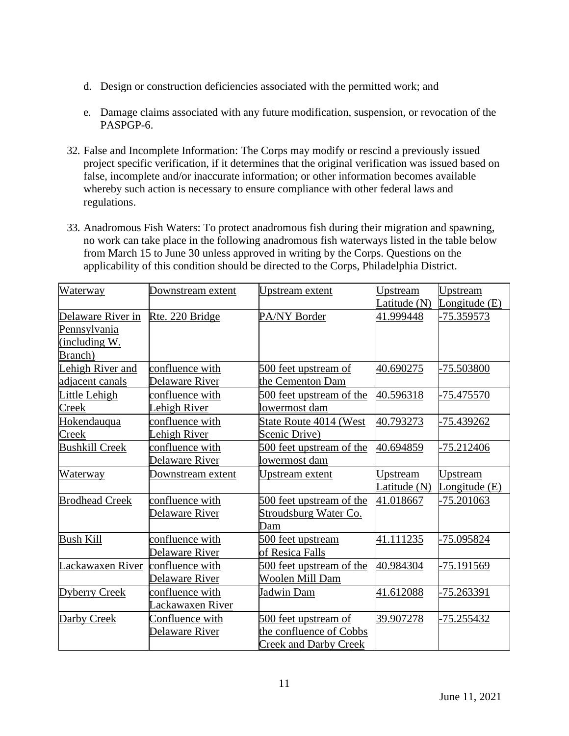d. Design or construction deficiencies associated with the permitted work; and

e. Damage claims associated with any future modification, suspension, or revocation of the PASPGP-6.

32. False and Incomplete Information: The Corps may modify or rescind a previously issued project specific verification, if it determines that the original verification was issued based on false, incomplete and/or inaccurate information; or other information becomes available whereby such action is necessary to ensure compliance with other federal laws and regulations.

33. Anadromous Fish Waters: To protect anadromous fish during their migration and spawning, no work can take place in the following anadromous fish waterways listed in the table below from March 15 to June 30 unless approved in writing by the Corps. Questions on the applicability of this condition should be directed to the Corps, Philadelphia District.

| Waterway | Downstream extent | Upstream extent | Upstream Latitude (N) | Upstream Longitude (E) |
|---|---|---|---|---|
| Delaware River in Pennsylvania (including W. Branch) | Rte. 220 Bridge | PA/NY Border | 41.999448 | -75.359573 |
| Lehigh River and adjacent canals | confluence with Delaware River | 500 feet upstream of the Cementon Dam | 40.690275 | -75.503800 |
| Little Lehigh Creek | confluence with Lehigh River | 500 feet upstream of the lowermost dam | 40.596318 | -75.475570 |
| Hokendauqua Creek | confluence with Lehigh River | State Route 4014 (West Scenic Drive) | 40.793273 | -75.439262 |
| Bushkill Creek | confluence with Delaware River | 500 feet upstream of the lowermost dam | 40.694859 | -75.212406 |
| Brodhead Creek | confluence with Delaware River | 500 feet upstream of the Stroudsburg Water Co. Dam | 41.018667 | -75.201063 |
| Bush Kill | confluence with Delaware River | 500 feet upstream of Resica Falls | 41.111235 | -75.095824 |
| Lackawaxen River | confluence with Delaware River | 500 feet upstream of the Woolen Mill Dam | 40.984304 | -75.191569 |
| Dyberry Creek | confluence with Lackawaxen River | Jadwin Dam | 41.612088 | -75.263391 |
| Darby Creek | Confluence with Delaware River | 500 feet upstream of the confluence of Cobbs Creek and Darby Creek | 39.907278 | -75.255432 |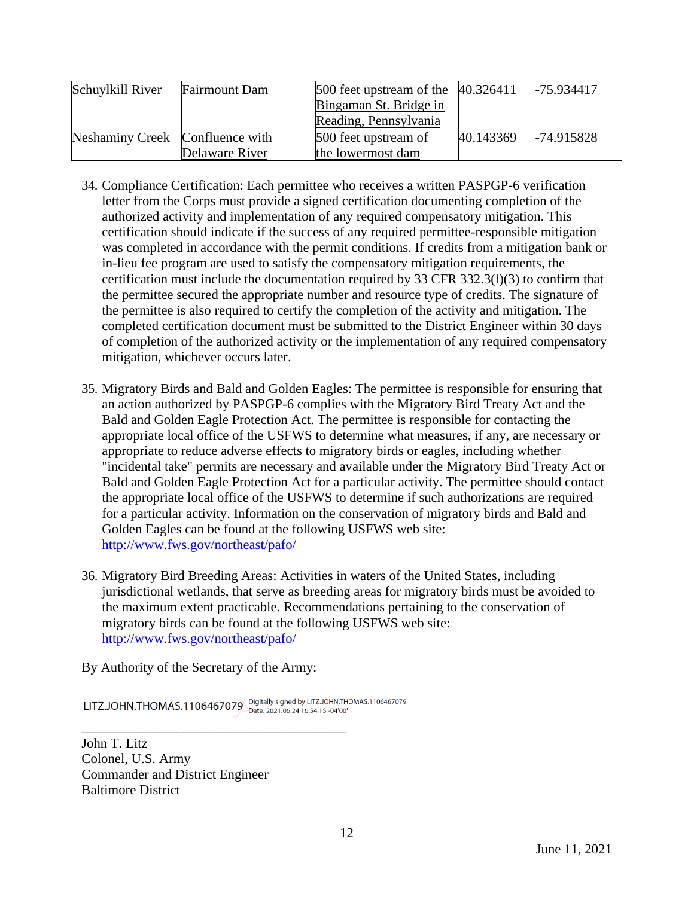| Schuylkill River | Fairmount Dam | 500 feet upstream of the Bingaman St. Bridge in Reading, Pennsylvania | 40.326411 | -75.934417 |
|---|---|---|---|---|
| Neshaminy Creek | Confluence with Delaware River | 500 feet upstream of the lowermost dam | 40.143369 | -74.915828 |

34. Compliance Certification: Each permittee who receives a written PASPGP-6 verification letter from the Corps must provide a signed certification documenting completion of the authorized activity and implementation of any required compensatory mitigation. This certification should indicate if the success of any required permittee-responsible mitigation was completed in accordance with the permit conditions. If credits from a mitigation bank or in-lieu fee program are used to satisfy the compensatory mitigation requirements, the certification must include the documentation required by 33 CFR 332.3(l)(3) to confirm that the permittee secured the appropriate number and resource type of credits. The signature of the permittee is also required to certify the completion of the activity and mitigation. The completed certification document must be submitted to the District Engineer within 30 days of completion of the authorized activity or the implementation of any required compensatory mitigation, whichever occurs later.

35. Migratory Birds and Bald and Golden Eagles: The permittee is responsible for ensuring that an action authorized by PASPGP-6 complies with the Migratory Bird Treaty Act and the Bald and Golden Eagle Protection Act. The permittee is responsible for contacting the appropriate local office of the USFWS to determine what measures, if any, are necessary or appropriate to reduce adverse effects to migratory birds or eagles, including whether "incidental take" permits are necessary and available under the Migratory Bird Treaty Act or Bald and Golden Eagle Protection Act for a particular activity. The permittee should contact the appropriate local office of the USFWS to determine if such authorizations are required for a particular activity. Information on the conservation of migratory birds and Bald and Golden Eagles can be found at the following USFWS web site: http://www.fws.gov/northeast/pafo/

36. Migratory Bird Breeding Areas: Activities in waters of the United States, including jurisdictional wetlands, that serve as breeding areas for migratory birds must be avoided to the maximum extent practicable. Recommendations pertaining to the conservation of migratory birds can be found at the following USFWS web site: http://www.fws.gov/northeast/pafo/

By Authority of the Secretary of the Army:

LITZ.JOHN.THOMAS.1106467079 Digitally signed by LITZ.JOHN.THOMAS.1106467079 Date: 2021.06.24 16:54:15 -04'00'

\_\_\_\_\_\_\_\_\_\_\_\_\_\_\_\_\_\_\_\_\_\_\_\_\_\_\_\_\_\_\_\_\_\_\_\_\_\_\_\_

John T. Litz
Colonel, U.S. Army
Commander and District Engineer
Baltimore District

June 11, 2021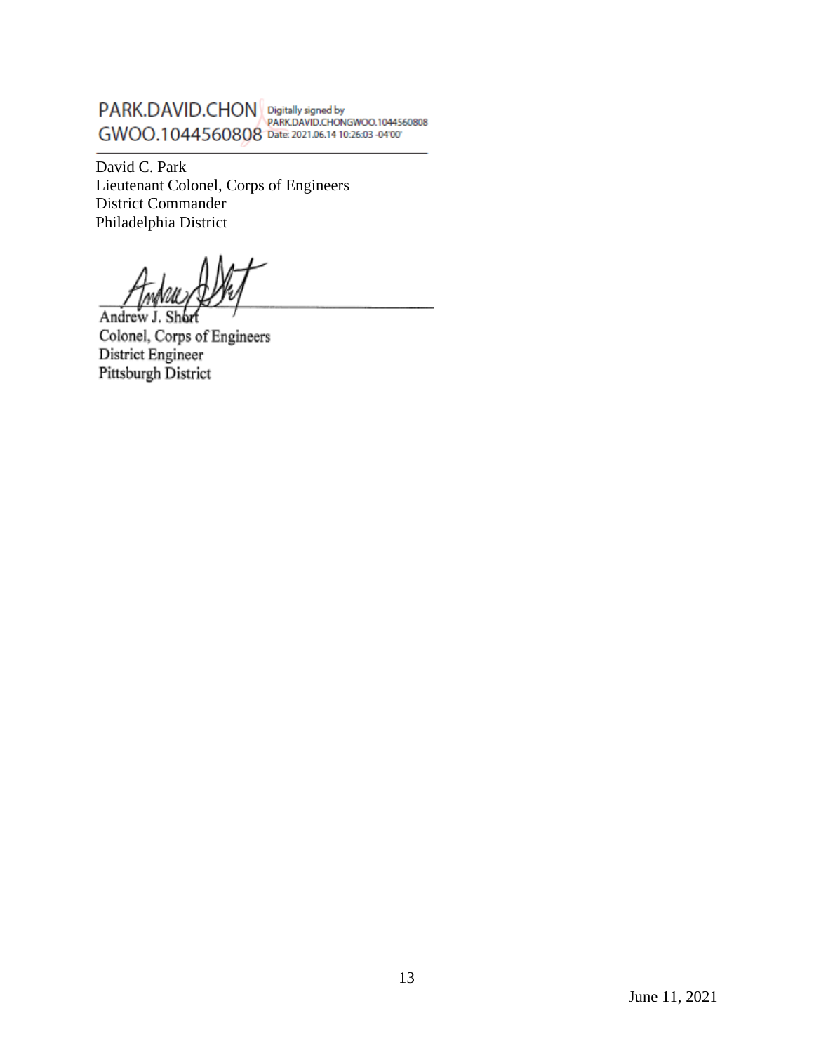PARK.DAVID.CHONGWOO.1044560808 Digitally signed by PARK.DAVID.CHONGWOO.1044560808 Date: 2021.06.14 10:26:03 -04'00'

David C. Park
Lieutenant Colonel, Corps of Engineers
District Commander
Philadelphia District

Andrew J. Short
Colonel, Corps of Engineers
District Engineer
Pittsburgh District

June 11, 2021